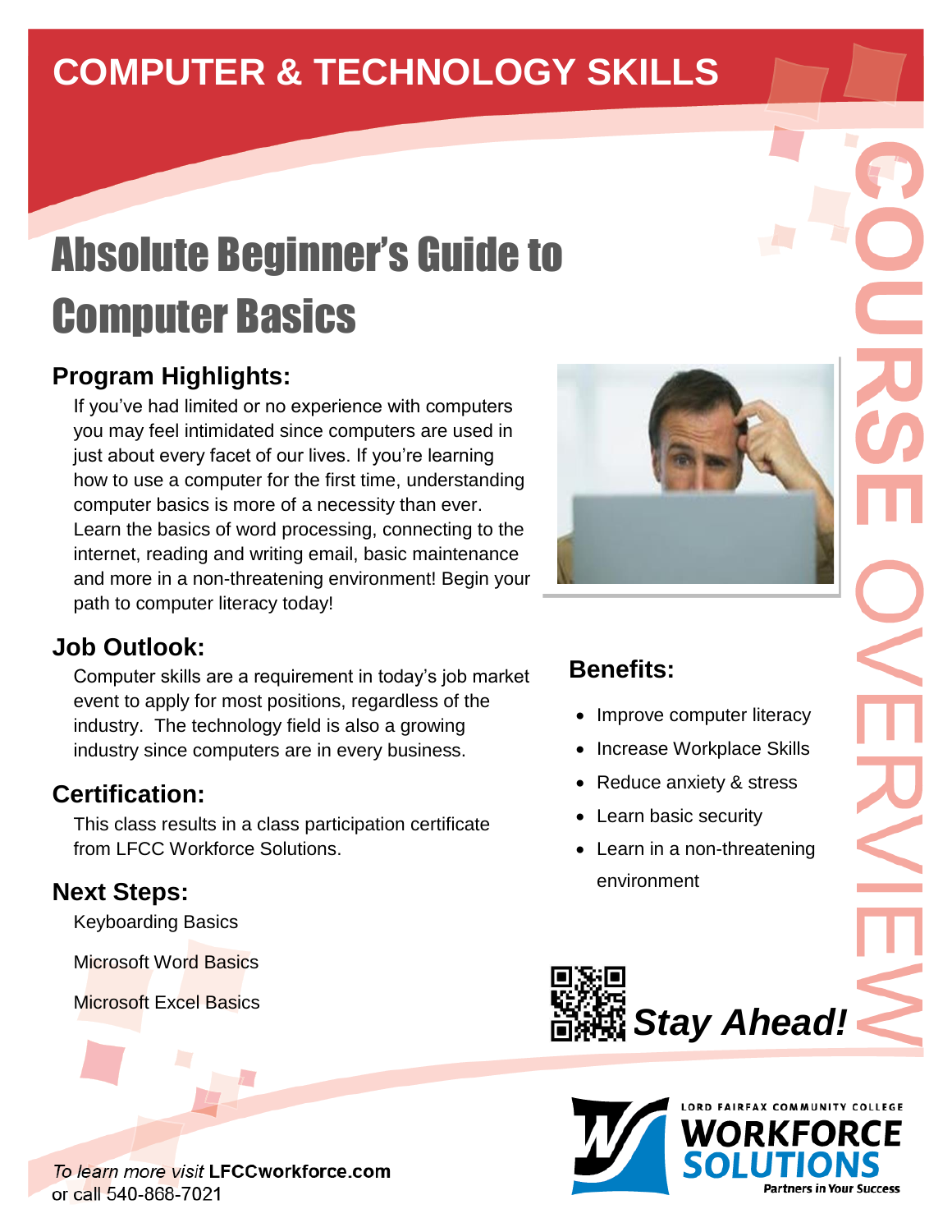# COMPUTER & TECHNOLOGY SKILLS

COURSE OVERVIEW

## Absolute Beginner's Guide to Computer Basics

### Program Highlights:

If you've had limited or no experience with computers you may feel intimidated since computers are used in just about every facet of our lives. If you're learning how to use a computer for the first time, understanding computer basics is more of a necessity than ever. Learn the basics of word processing, connecting to the internet, reading and writing email, basic maintenance and more in a non-threatening environment! Begin your path to computer literacy today!

### Job Outlook:

Computer skills are a requirement in today's job market event to apply for most positions, regardless of the industry. The technology field is also a growing industry since computers are in every business.

### Certification:

This class results in a class participation certificate from LFCC Workforce Solutions.

### Next Steps:

Keyboarding Basics

Microsoft Word Basics

Microsoft Excel Basics

### Benefits:

- Improve computer literacy
- Increase Workplace Skills
- Reduce anxiety & stress
- Learn basic security
- Learn in a non-threatening environment

***Stay Ahead!***

LORD FAIRFAX COMMUNITY COLLEGE
WORKFORCE SOLUTIONS
Partners in Your Success

*To learn more visit* **LFCCworkforce.com**
or call 540-868-7021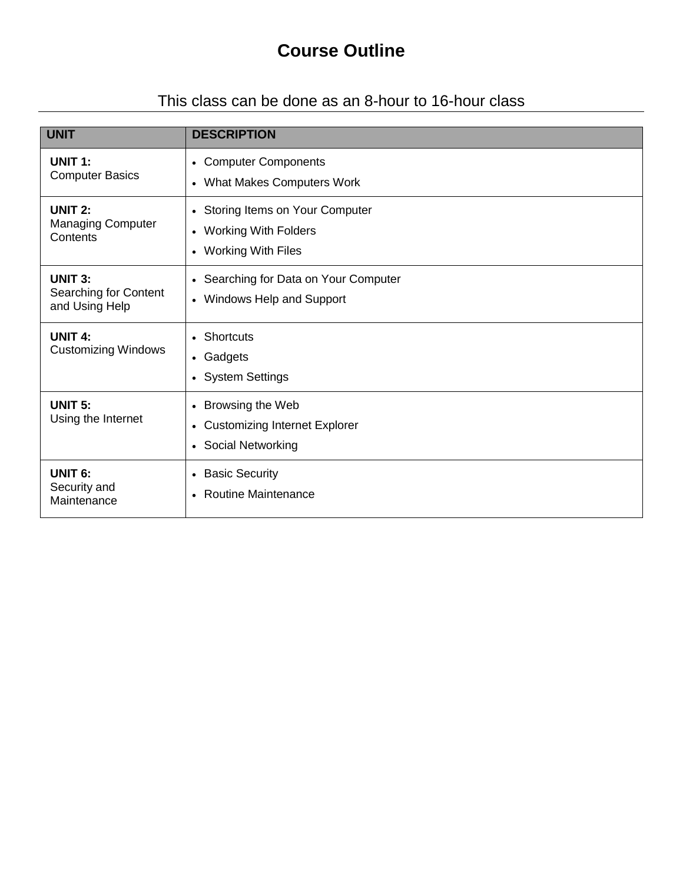# Course Outline

This class can be done as an 8-hour to 16-hour class

| UNIT | DESCRIPTION |
|---|---|
| **UNIT 1:** Computer Basics | • Computer Components<br>• What Makes Computers Work |
| **UNIT 2:** Managing Computer Contents | • Storing Items on Your Computer<br>• Working With Folders<br>• Working With Files |
| **UNIT 3:** Searching for Content and Using Help | • Searching for Data on Your Computer<br>• Windows Help and Support |
| **UNIT 4:** Customizing Windows | • Shortcuts<br>• Gadgets<br>• System Settings |
| **UNIT 5:** Using the Internet | • Browsing the Web<br>• Customizing Internet Explorer<br>• Social Networking |
| **UNIT 6:** Security and Maintenance | • Basic Security<br>• Routine Maintenance |